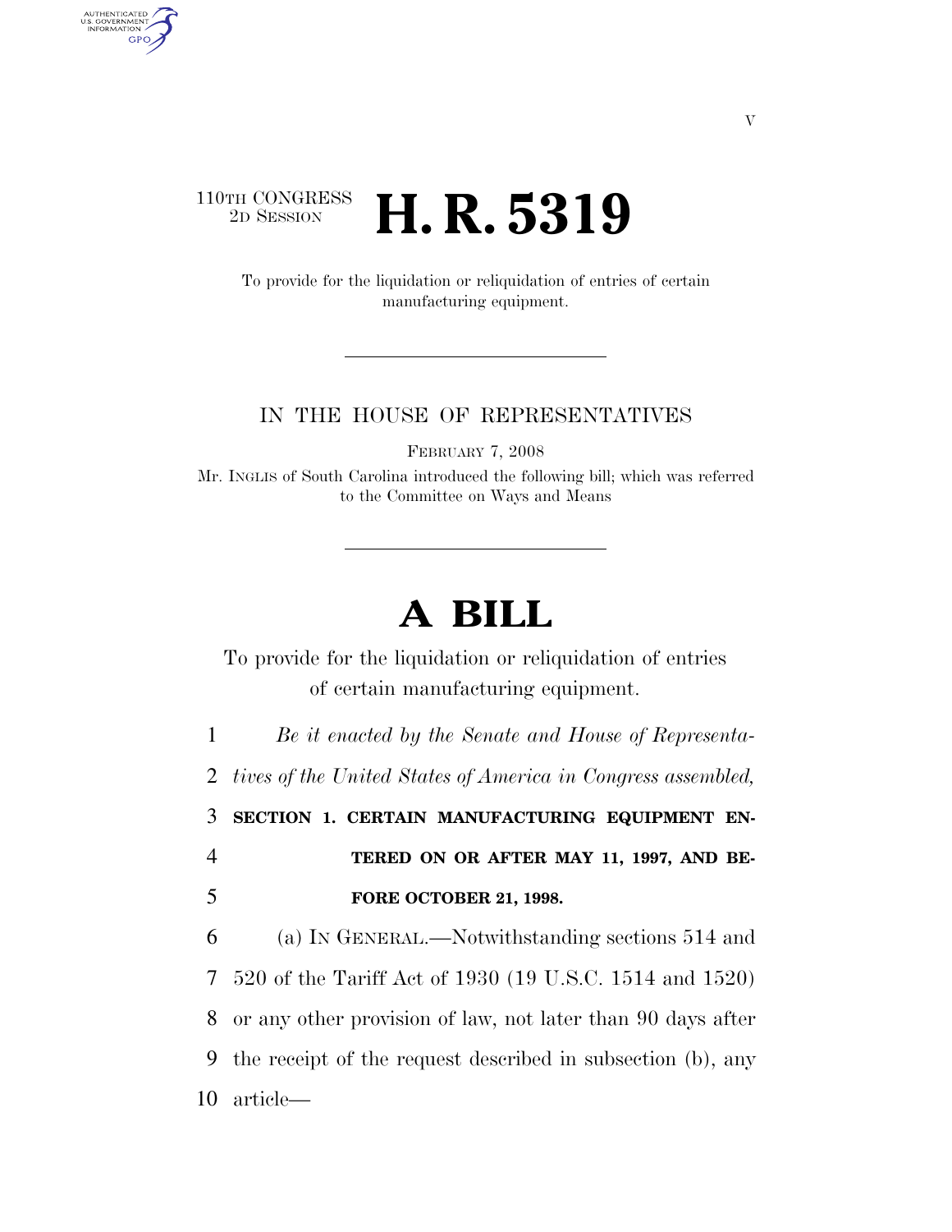V

110TH CONGRESS
2D SESSION

# H. R. 5319

To provide for the liquidation or reliquidation of entries of certain manufacturing equipment.

IN THE HOUSE OF REPRESENTATIVES

FEBRUARY 7, 2008

Mr. INGLIS of South Carolina introduced the following bill; which was referred to the Committee on Ways and Means

# A BILL

To provide for the liquidation or reliquidation of entries of certain manufacturing equipment.

*Be it enacted by the Senate and House of Representatives of the United States of America in Congress assembled,*

**SECTION 1. CERTAIN MANUFACTURING EQUIPMENT ENTERED ON OR AFTER MAY 11, 1997, AND BEFORE OCTOBER 21, 1998.**

(a) IN GENERAL.—Notwithstanding sections 514 and 520 of the Tariff Act of 1930 (19 U.S.C. 1514 and 1520) or any other provision of law, not later than 90 days after the receipt of the request described in subsection (b), any article—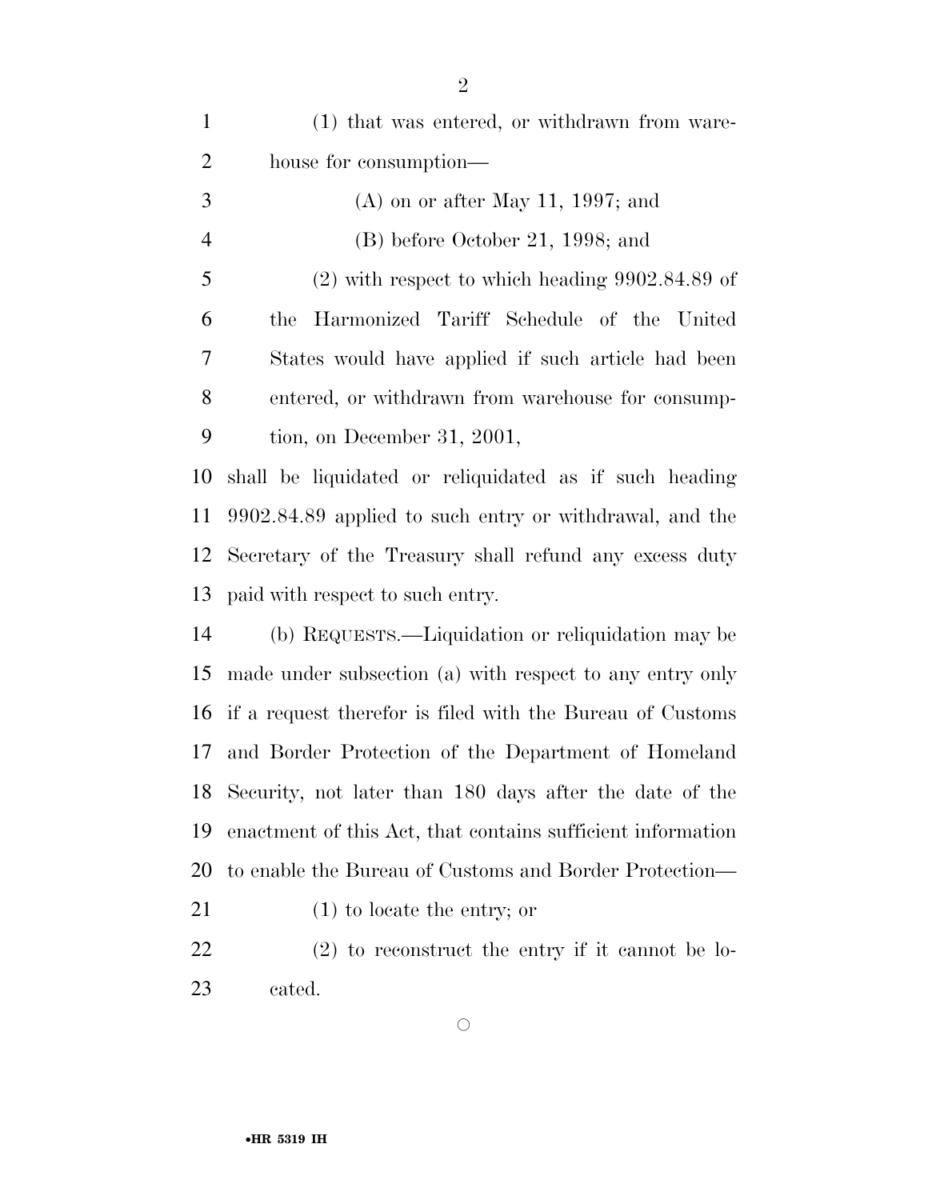(1) that was entered, or withdrawn from warehouse for consumption—

(A) on or after May 11, 1997; and

(B) before October 21, 1998; and

(2) with respect to which heading 9902.84.89 of the Harmonized Tariff Schedule of the United States would have applied if such article had been entered, or withdrawn from warehouse for consumption, on December 31, 2001,

shall be liquidated or reliquidated as if such heading 9902.84.89 applied to such entry or withdrawal, and the Secretary of the Treasury shall refund any excess duty paid with respect to such entry.

(b) REQUESTS.—Liquidation or reliquidation may be made under subsection (a) with respect to any entry only if a request therefor is filed with the Bureau of Customs and Border Protection of the Department of Homeland Security, not later than 180 days after the date of the enactment of this Act, that contains sufficient information to enable the Bureau of Customs and Border Protection—

(1) to locate the entry; or

(2) to reconstruct the entry if it cannot be located.